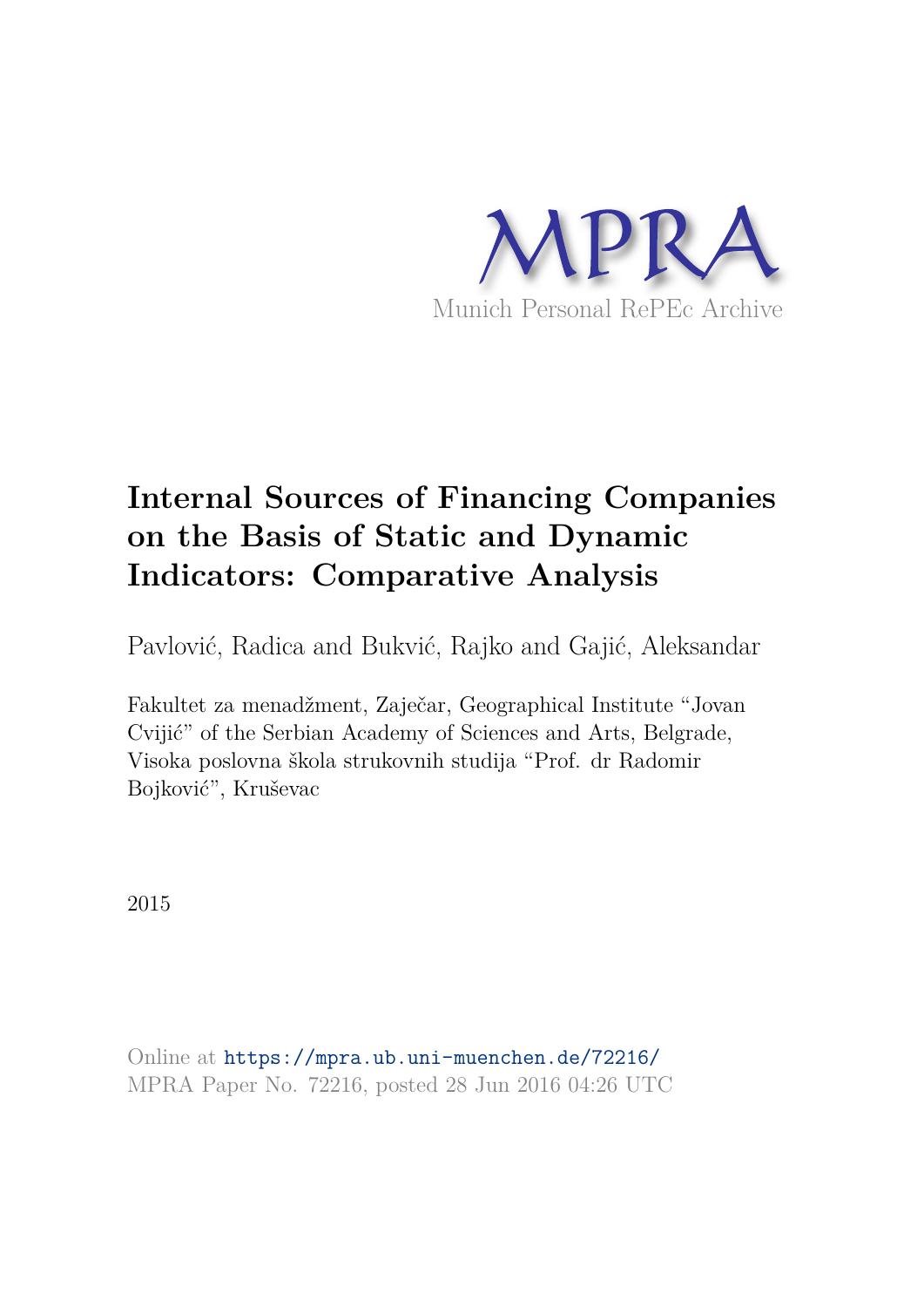MPRA

Munich Personal RePEc Archive

# Internal Sources of Financing Companies on the Basis of Static and Dynamic Indicators: Comparative Analysis

Pavlović, Radica and Bukvić, Rajko and Gajić, Aleksandar

Fakultet za menadžment, Zaječar, Geographical Institute "Jovan Cvijić" of the Serbian Academy of Sciences and Arts, Belgrade, Visoka poslovna škola strukovnih studija "Prof. dr Radomir Bojković", Kruševac

2015

Online at https://mpra.ub.uni-muenchen.de/72216/
MPRA Paper No. 72216, posted 28 Jun 2016 04:26 UTC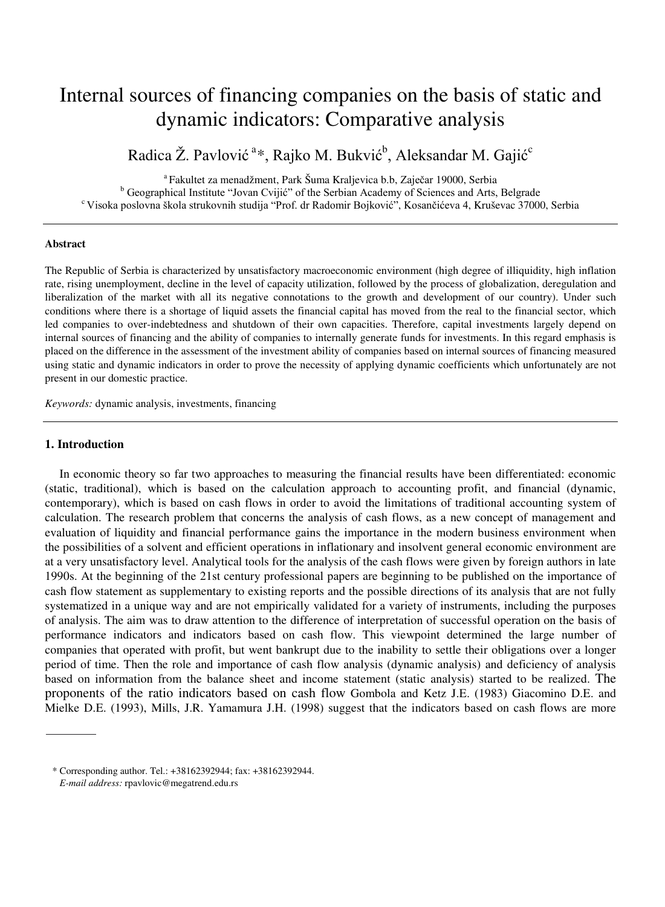# Internal sources of financing companies on the basis of static and dynamic indicators: Comparative analysis

Radica Ž. Pavlović [a]*, Rajko M. Bukvić[b], Aleksandar M. Gajić[c]

[a] Fakultet za menadžment, Park Šuma Kraljevica b.b, Zaječar 19000, Serbia
[b] Geographical Institute "Jovan Cvijić" of the Serbian Academy of Sciences and Arts, Belgrade
[c] Visoka poslovna škola strukovnih studija "Prof. dr Radomir Bojković", Kosančićeva 4, Kruševac 37000, Serbia

---

**Abstract**

The Republic of Serbia is characterized by unsatisfactory macroeconomic environment (high degree of illiquidity, high inflation rate, rising unemployment, decline in the level of capacity utilization, followed by the process of globalization, deregulation and liberalization of the market with all its negative connotations to the growth and development of our country). Under such conditions where there is a shortage of liquid assets the financial capital has moved from the real to the financial sector, which led companies to over-indebtedness and shutdown of their own capacities. Therefore, capital investments largely depend on internal sources of financing and the ability of companies to internally generate funds for investments. In this regard emphasis is placed on the difference in the assessment of the investment ability of companies based on internal sources of financing measured using static and dynamic indicators in order to prove the necessity of applying dynamic coefficients which unfortunately are not present in our domestic practice.

*Keywords:* dynamic analysis, investments, financing

---

## 1. Introduction

In economic theory so far two approaches to measuring the financial results have been differentiated: economic (static, traditional), which is based on the calculation approach to accounting profit, and financial (dynamic, contemporary), which is based on cash flows in order to avoid the limitations of traditional accounting system of calculation. The research problem that concerns the analysis of cash flows, as a new concept of management and evaluation of liquidity and financial performance gains the importance in the modern business environment when the possibilities of a solvent and efficient operations in inflationary and insolvent general economic environment are at a very unsatisfactory level. Analytical tools for the analysis of the cash flows were given by foreign authors in late 1990s. At the beginning of the 21st century professional papers are beginning to be published on the importance of cash flow statement as supplementary to existing reports and the possible directions of its analysis that are not fully systematized in a unique way and are not empirically validated for a variety of instruments, including the purposes of analysis. The aim was to draw attention to the difference of interpretation of successful operation on the basis of performance indicators and indicators based on cash flow. This viewpoint determined the large number of companies that operated with profit, but went bankrupt due to the inability to settle their obligations over a longer period of time. Then the role and importance of cash flow analysis (dynamic analysis) and deficiency of analysis based on information from the balance sheet and income statement (static analysis) started to be realized. The proponents of the ratio indicators based on cash flow Gombola and Ketz J.E. (1983) Giacomino D.E. and Mielke D.E. (1993), Mills, J.R. Yamamura J.H. (1998) suggest that the indicators based on cash flows are more

---

\* Corresponding author. Tel.: +38162392944; fax: +38162392944.
*E-mail address:* rpavlovic@megatrend.edu.rs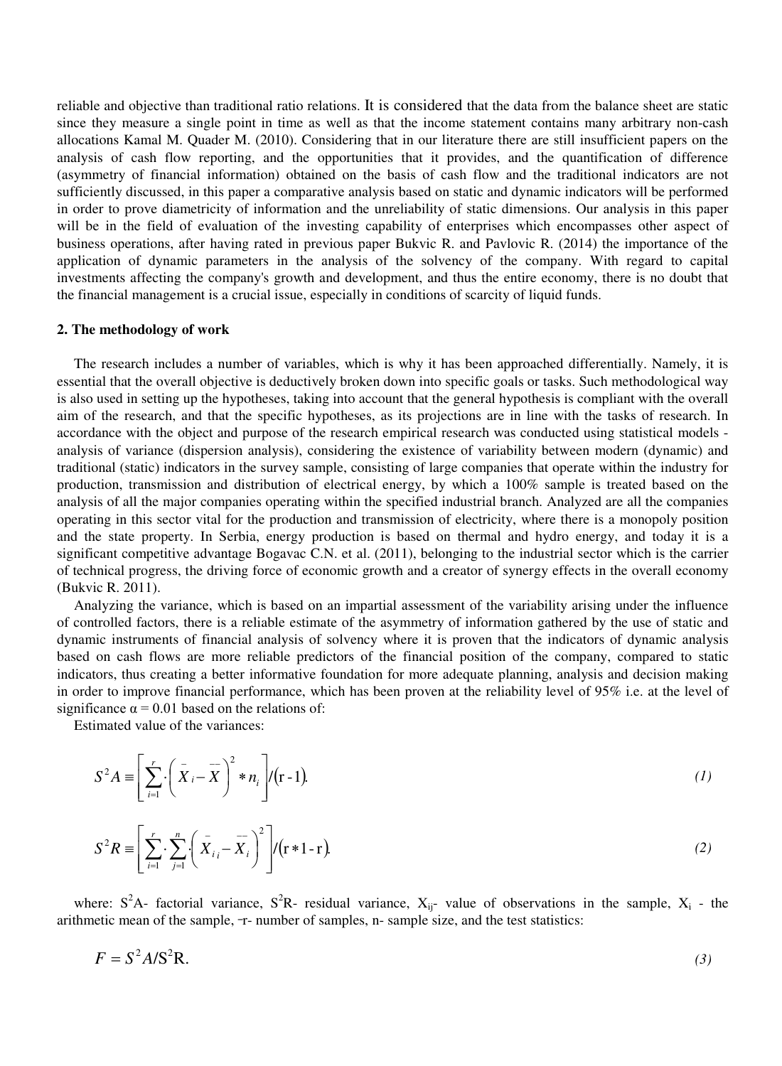reliable and objective than traditional ratio relations. It is considered that the data from the balance sheet are static since they measure a single point in time as well as that the income statement contains many arbitrary non-cash allocations Kamal M. Quader M. (2010). Considering that in our literature there are still insufficient papers on the analysis of cash flow reporting, and the opportunities that it provides, and the quantification of difference (asymmetry of financial information) obtained on the basis of cash flow and the traditional indicators are not sufficiently discussed, in this paper a comparative analysis based on static and dynamic indicators will be performed in order to prove diametricity of information and the unreliability of static dimensions. Our analysis in this paper will be in the field of evaluation of the investing capability of enterprises which encompasses other aspect of business operations, after having rated in previous paper Bukvic R. and Pavlovic R. (2014) the importance of the application of dynamic parameters in the analysis of the solvency of the company. With regard to capital investments affecting the company's growth and development, and thus the entire economy, there is no doubt that the financial management is a crucial issue, especially in conditions of scarcity of liquid funds.

## 2. The methodology of work

The research includes a number of variables, which is why it has been approached differentially. Namely, it is essential that the overall objective is deductively broken down into specific goals or tasks. Such methodological way is also used in setting up the hypotheses, taking into account that the general hypothesis is compliant with the overall aim of the research, and that the specific hypotheses, as its projections are in line with the tasks of research. In accordance with the object and purpose of the research empirical research was conducted using statistical models - analysis of variance (dispersion analysis), considering the existence of variability between modern (dynamic) and traditional (static) indicators in the survey sample, consisting of large companies that operate within the industry for production, transmission and distribution of electrical energy, by which a 100% sample is treated based on the analysis of all the major companies operating within the specified industrial branch. Analyzed are all the companies operating in this sector vital for the production and transmission of electricity, where there is a monopoly position and the state property. In Serbia, energy production is based on thermal and hydro energy, and today it is a significant competitive advantage Bogavac C.N. et al. (2011), belonging to the industrial sector which is the carrier of technical progress, the driving force of economic growth and a creator of synergy effects in the overall economy (Bukvic R. 2011).

Analyzing the variance, which is based on an impartial assessment of the variability arising under the influence of controlled factors, there is a reliable estimate of the asymmetry of information gathered by the use of static and dynamic instruments of financial analysis of solvency where it is proven that the indicators of dynamic analysis based on cash flows are more reliable predictors of the financial position of the company, compared to static indicators, thus creating a better informative foundation for more adequate planning, analysis and decision making in order to improve financial performance, which has been proven at the reliability level of 95% i.e. at the level of significance $\alpha = 0.01$ based on the relations of:

Estimated value of the variances:

$$S^2 A \equiv \left[ \sum_{i=1}^{r} \cdot \left( \bar{X}_i - \bar{\bar{X}} \right)^2 * n_i \right] / (\mathrm{r} - 1). \tag{1}$$

$$S^2 R \equiv \left[ \sum_{i=1}^{r} \cdot \sum_{j=1}^{n} \cdot \left( \bar{X}_{i\,i} - \bar{\bar{X}}_i \right)^2 \right] / (\mathrm{r} * 1 - \mathrm{r}). \tag{2}$$

where: $S^2A$- factorial variance, $S^2R$- residual variance, $X_{ij}$- value of observations in the sample, $X_i$ - the arithmetic mean of the sample, -r- number of samples, n- sample size, and the test statistics:

$$F = S^2 A / \mathrm{S}^2 \mathrm{R}. \tag{3}$$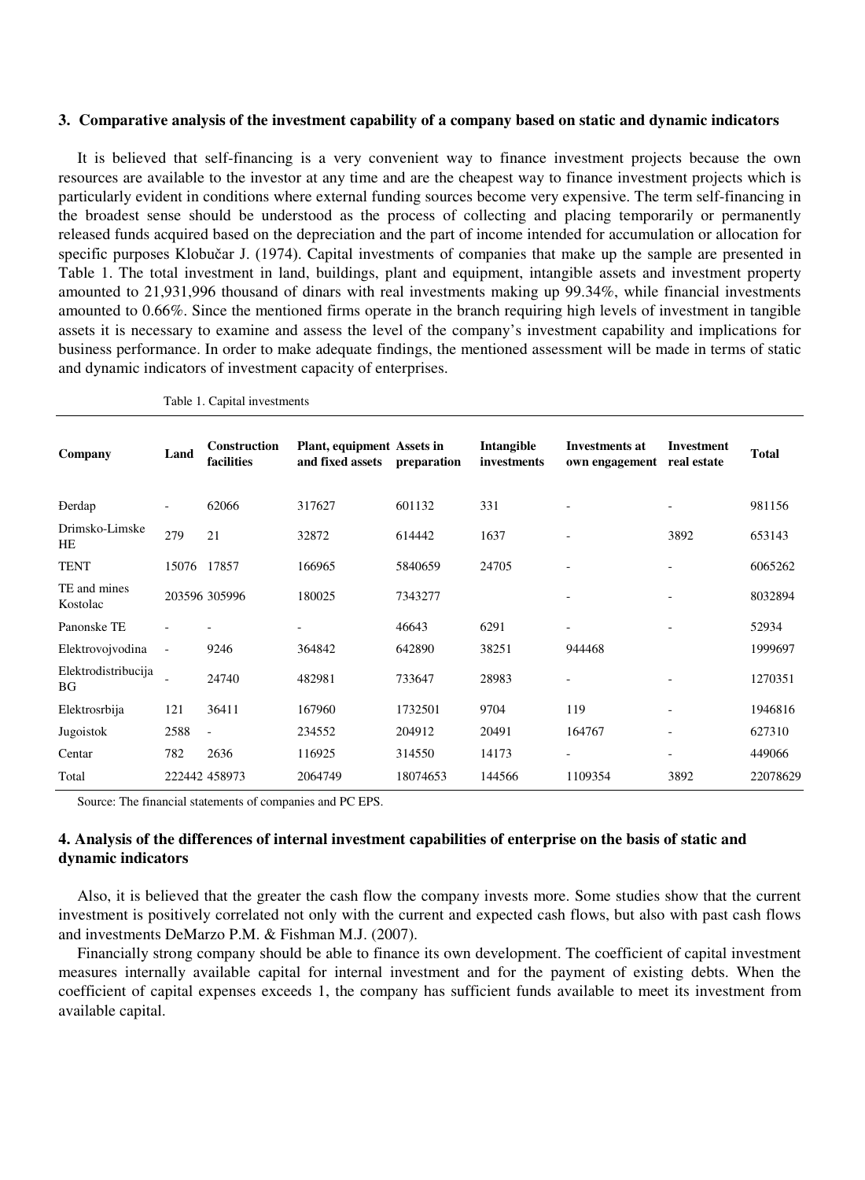## 3. Comparative analysis of the investment capability of a company based on static and dynamic indicators

It is believed that self-financing is a very convenient way to finance investment projects because the own resources are available to the investor at any time and are the cheapest way to finance investment projects which is particularly evident in conditions where external funding sources become very expensive. The term self-financing in the broadest sense should be understood as the process of collecting and placing temporarily or permanently released funds acquired based on the depreciation and the part of income intended for accumulation or allocation for specific purposes Klobučar J. (1974). Capital investments of companies that make up the sample are presented in Table 1. The total investment in land, buildings, plant and equipment, intangible assets and investment property amounted to 21,931,996 thousand of dinars with real investments making up 99.34%, while financial investments amounted to 0.66%. Since the mentioned firms operate in the branch requiring high levels of investment in tangible assets it is necessary to examine and assess the level of the company's investment capability and implications for business performance. In order to make adequate findings, the mentioned assessment will be made in terms of static and dynamic indicators of investment capacity of enterprises.

Table 1. Capital investments

| Company | Land | Construction facilities | Plant, equipment and fixed assets | Assets in preparation | Intangible investments | Investments at own engagement | Investment real estate | Total |
|---|---|---|---|---|---|---|---|---|
| Đerdap | - | 62066 | 317627 | 601132 | 331 | - | - | 981156 |
| Drimsko-Limske HE | 279 | 21 | 32872 | 614442 | 1637 | - | 3892 | 653143 |
| TENT | 15076 | 17857 | 166965 | 5840659 | 24705 | - | - | 6065262 |
| TE and mines Kostolac | 203596 | 305996 | 180025 | 7343277 | | - | - | 8032894 |
| Panonske TE | - | - | - | 46643 | 6291 | - | - | 52934 |
| Elektrovojvodina | - | 9246 | 364842 | 642890 | 38251 | 944468 | | 1999697 |
| Elektrodistribucija BG | - | 24740 | 482981 | 733647 | 28983 | - | - | 1270351 |
| Elektrosrbija | 121 | 36411 | 167960 | 1732501 | 9704 | 119 | - | 1946816 |
| Jugoistok | 2588 | - | 234552 | 204912 | 20491 | 164767 | - | 627310 |
| Centar | 782 | 2636 | 116925 | 314550 | 14173 | - | - | 449066 |
| Total | 222442 | 458973 | 2064749 | 18074653 | 144566 | 1109354 | 3892 | 22078629 |

Source: The financial statements of companies and PC EPS.

## 4. Analysis of the differences of internal investment capabilities of enterprise on the basis of static and dynamic indicators

Also, it is believed that the greater the cash flow the company invests more. Some studies show that the current investment is positively correlated not only with the current and expected cash flows, but also with past cash flows and investments DeMarzo P.M. & Fishman M.J. (2007).

Financially strong company should be able to finance its own development. The coefficient of capital investment measures internally available capital for internal investment and for the payment of existing debts. When the coefficient of capital expenses exceeds 1, the company has sufficient funds available to meet its investment from available capital.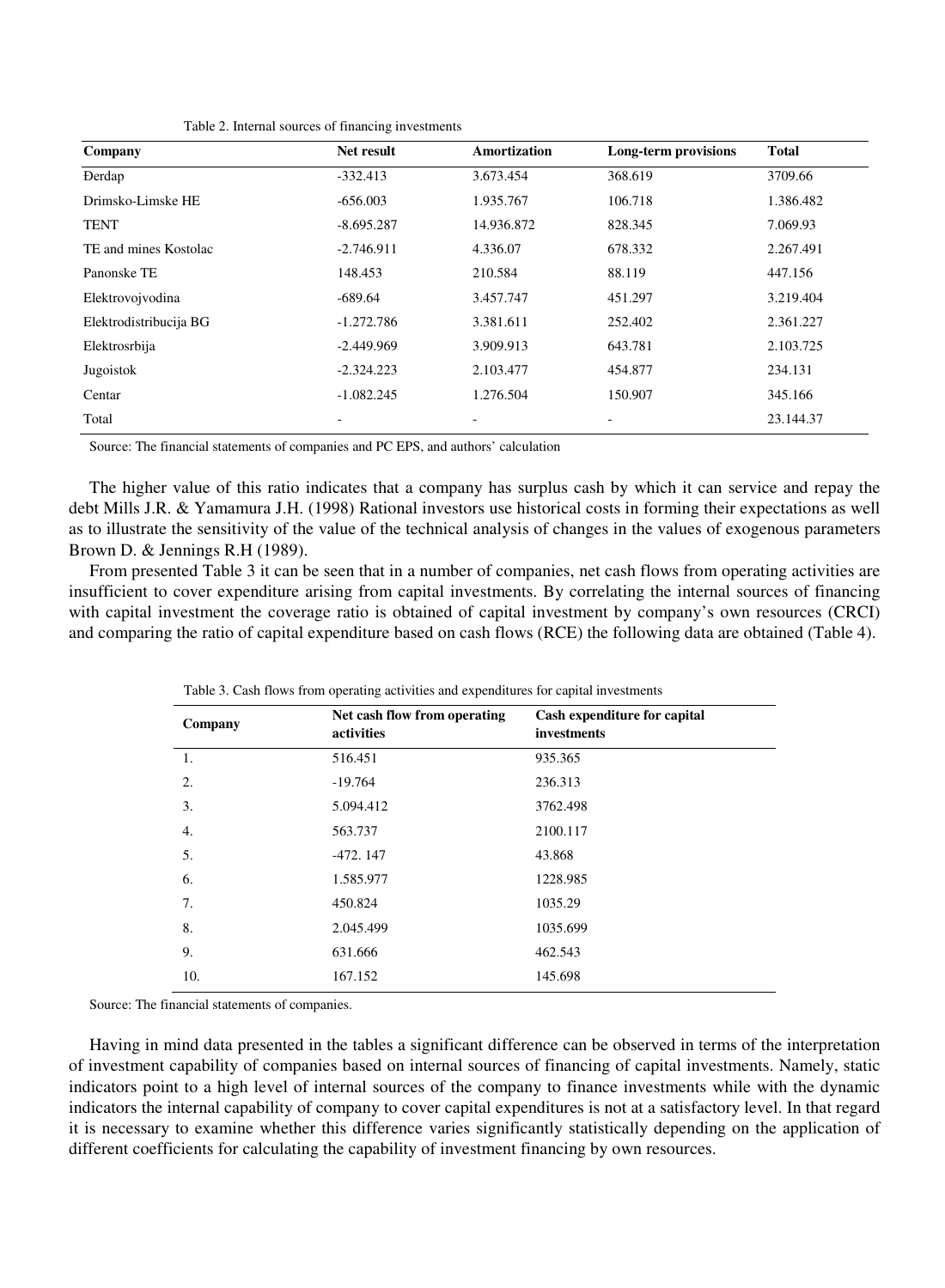Table 2. Internal sources of financing investments

| Company | Net result | Amortization | Long-term provisions | Total |
|---|---|---|---|---|
| Đerdap | -332.413 | 3.673.454 | 368.619 | 3709.66 |
| Drimsko-Limske HE | -656.003 | 1.935.767 | 106.718 | 1.386.482 |
| TENT | -8.695.287 | 14.936.872 | 828.345 | 7.069.93 |
| TE and mines Kostolac | -2.746.911 | 4.336.07 | 678.332 | 2.267.491 |
| Panonske TE | 148.453 | 210.584 | 88.119 | 447.156 |
| Elektrovojvodina | -689.64 | 3.457.747 | 451.297 | 3.219.404 |
| Elektrodistribucija BG | -1.272.786 | 3.381.611 | 252.402 | 2.361.227 |
| Elektrosrbija | -2.449.969 | 3.909.913 | 643.781 | 2.103.725 |
| Jugoistok | -2.324.223 | 2.103.477 | 454.877 | 234.131 |
| Centar | -1.082.245 | 1.276.504 | 150.907 | 345.166 |
| Total | - | - | - | 23.144.37 |

Source: The financial statements of companies and PC EPS, and authors' calculation

The higher value of this ratio indicates that a company has surplus cash by which it can service and repay the debt Mills J.R. & Yamamura J.H. (1998) Rational investors use historical costs in forming their expectations as well as to illustrate the sensitivity of the value of the technical analysis of changes in the values of exogenous parameters Brown D. & Jennings R.H (1989).

From presented Table 3 it can be seen that in a number of companies, net cash flows from operating activities are insufficient to cover expenditure arising from capital investments. By correlating the internal sources of financing with capital investment the coverage ratio is obtained of capital investment by company's own resources (CRCI) and comparing the ratio of capital expenditure based on cash flows (RCE) the following data are obtained (Table 4).

Table 3. Cash flows from operating activities and expenditures for capital investments

| Company | Net cash flow from operating activities | Cash expenditure for capital investments |
|---|---|---|
| 1. | 516.451 | 935.365 |
| 2. | -19.764 | 236.313 |
| 3. | 5.094.412 | 3762.498 |
| 4. | 563.737 | 2100.117 |
| 5. | -472. 147 | 43.868 |
| 6. | 1.585.977 | 1228.985 |
| 7. | 450.824 | 1035.29 |
| 8. | 2.045.499 | 1035.699 |
| 9. | 631.666 | 462.543 |
| 10. | 167.152 | 145.698 |

Source: The financial statements of companies.

Having in mind data presented in the tables a significant difference can be observed in terms of the interpretation of investment capability of companies based on internal sources of financing of capital investments. Namely, static indicators point to a high level of internal sources of the company to finance investments while with the dynamic indicators the internal capability of company to cover capital expenditures is not at a satisfactory level. In that regard it is necessary to examine whether this difference varies significantly statistically depending on the application of different coefficients for calculating the capability of investment financing by own resources.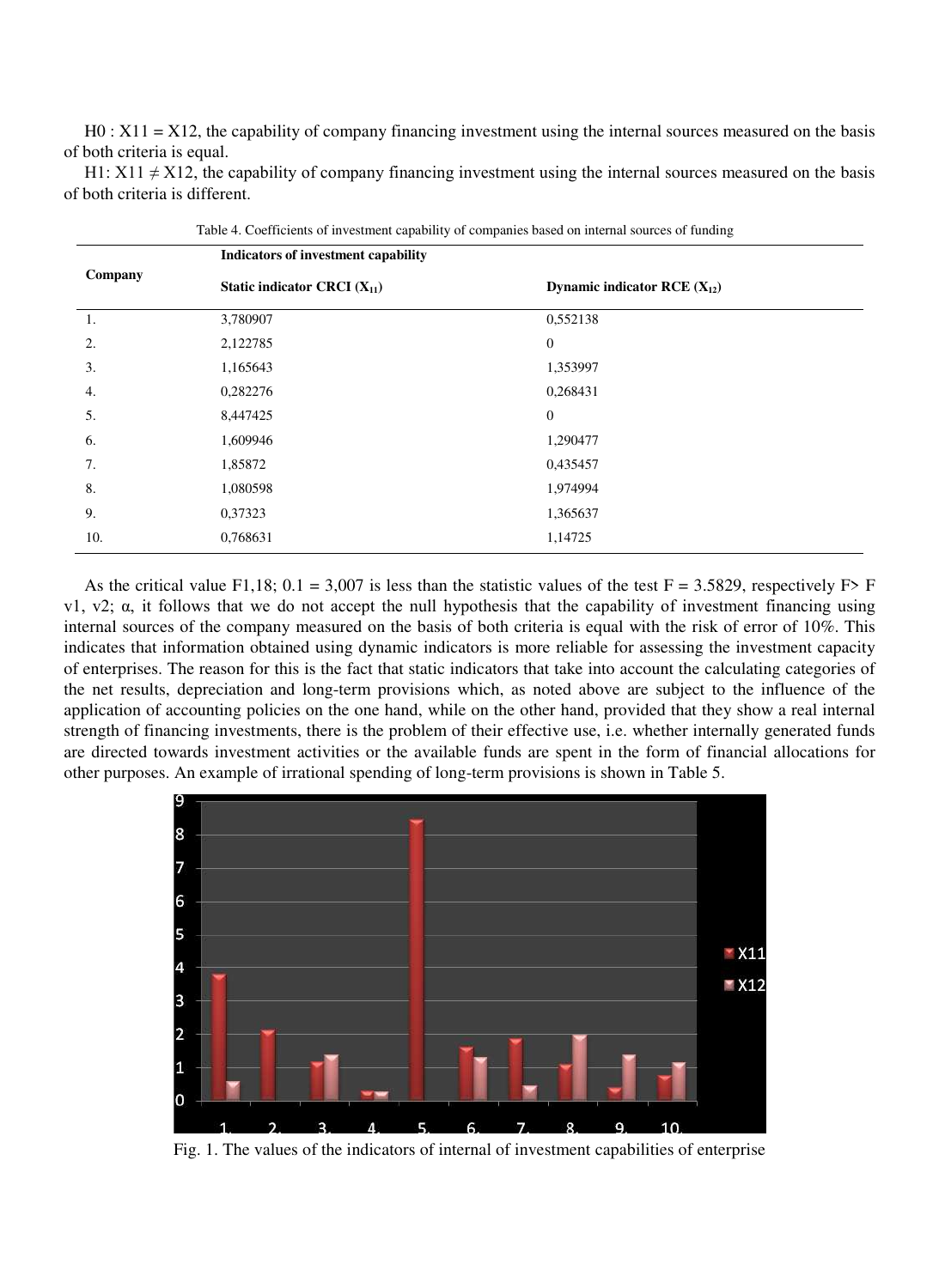H0 : X11 = X12, the capability of company financing investment using the internal sources measured on the basis of both criteria is equal.

H1: X11 ≠ X12, the capability of company financing investment using the internal sources measured on the basis of both criteria is different.

Table 4. Coefficients of investment capability of companies based on internal sources of funding

| Company | Indicators of investment capability | |
|---|---|---|
| | **Static indicator CRCI ($X_{11}$)** | **Dynamic indicator RCE ($X_{12}$)** |
| 1. | 3,780907 | 0,552138 |
| 2. | 2,122785 | 0 |
| 3. | 1,165643 | 1,353997 |
| 4. | 0,282276 | 0,268431 |
| 5. | 8,447425 | 0 |
| 6. | 1,609946 | 1,290477 |
| 7. | 1,85872 | 0,435457 |
| 8. | 1,080598 | 1,974994 |
| 9. | 0,37323 | 1,365637 |
| 10. | 0,768631 | 1,14725 |

As the critical value $F_{1,18; 0.1} = 3,007$ is less than the statistic values of the test F = 3.5829, respectively $F > F_{v1, v2; \alpha}$, it follows that we do not accept the null hypothesis that the capability of investment financing using internal sources of the company measured on the basis of both criteria is equal with the risk of error of 10%. This indicates that information obtained using dynamic indicators is more reliable for assessing the investment capacity of enterprises. The reason for this is the fact that static indicators that take into account the calculating categories of the net results, depreciation and long-term provisions which, as noted above are subject to the influence of the application of accounting policies on the one hand, while on the other hand, provided that they show a real internal strength of financing investments, there is the problem of their effective use, i.e. whether internally generated funds are directed towards investment activities or the available funds are spent in the form of financial allocations for other purposes. An example of irrational spending of long-term provisions is shown in Table 5.

Fig. 1. The values of the indicators of internal of investment capabilities of enterprise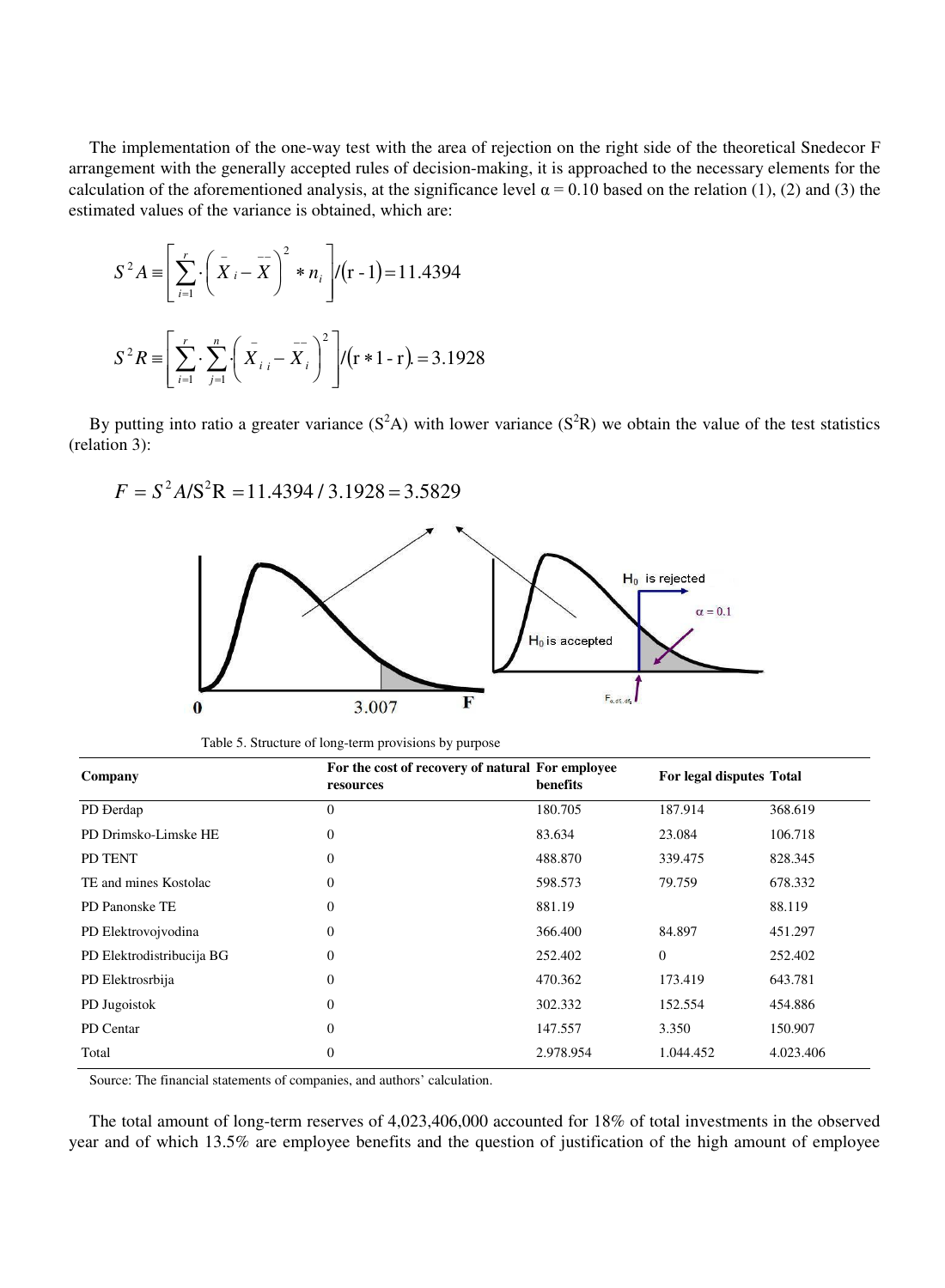The implementation of the one-way test with the area of rejection on the right side of the theoretical Snedecor F arrangement with the generally accepted rules of decision-making, it is approached to the necessary elements for the calculation of the aforementioned analysis, at the significance level α = 0.10 based on the relation (1), (2) and (3) the estimated values of the variance is obtained, which are:

$$S^2A \equiv \left[ \sum_{i=1}^{r} \cdot \left( \bar{X}_i - \bar{\bar{X}} \right)^2 * n_i \right] / (\mathrm{r} - 1) = 11.4394$$

$$S^2R \equiv \left[ \sum_{i=1}^{r} \cdot \sum_{j=1}^{n} \cdot \left( \bar{X}_{ii} - \bar{\bar{X}}_i \right)^2 \right] / (\mathrm{r} * 1 - \mathrm{r}) = 3.1928$$

By putting into ratio a greater variance ($S^2A$) with lower variance ($S^2R$) we obtain the value of the test statistics (relation 3):

$$F = S^2A/S^2R = 11.4394 / 3.1928 = 3.5829$$

Table 5. Structure of long-term provisions by purpose

| Company | For the cost of recovery of natural resources | For employee benefits | For legal disputes | Total |
|---|---|---|---|---|
| PD Đerdap | 0 | 180.705 | 187.914 | 368.619 |
| PD Drimsko-Limske HE | 0 | 83.634 | 23.084 | 106.718 |
| PD TENT | 0 | 488.870 | 339.475 | 828.345 |
| TE and mines Kostolac | 0 | 598.573 | 79.759 | 678.332 |
| PD Panonske TE | 0 | 881.19 | | 88.119 |
| PD Elektrovojvodina | 0 | 366.400 | 84.897 | 451.297 |
| PD Elektrodistribucija BG | 0 | 252.402 | 0 | 252.402 |
| PD Elektrosrbija | 0 | 470.362 | 173.419 | 643.781 |
| PD Jugoistok | 0 | 302.332 | 152.554 | 454.886 |
| PD Centar | 0 | 147.557 | 3.350 | 150.907 |
| Total | 0 | 2.978.954 | 1.044.452 | 4.023.406 |

Source: The financial statements of companies, and authors' calculation.

The total amount of long-term reserves of 4,023,406,000 accounted for 18% of total investments in the observed year and of which 13.5% are employee benefits and the question of justification of the high amount of employee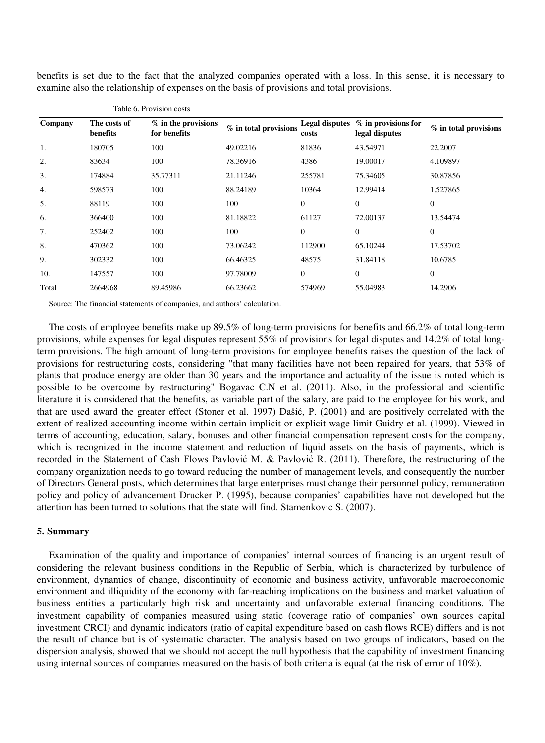benefits is set due to the fact that the analyzed companies operated with a loss. In this sense, it is necessary to examine also the relationship of expenses on the basis of provisions and total provisions.

Table 6. Provision costs

| Company | The costs of benefits | % in the provisions for benefits | % in total provisions | Legal disputes costs | % in provisions for legal disputes | % in total provisions |
|---|---|---|---|---|---|---|
| 1. | 180705 | 100 | 49.02216 | 81836 | 43.54971 | 22.2007 |
| 2. | 83634 | 100 | 78.36916 | 4386 | 19.00017 | 4.109897 |
| 3. | 174884 | 35.77311 | 21.11246 | 255781 | 75.34605 | 30.87856 |
| 4. | 598573 | 100 | 88.24189 | 10364 | 12.99414 | 1.527865 |
| 5. | 88119 | 100 | 100 | 0 | 0 | 0 |
| 6. | 366400 | 100 | 81.18822 | 61127 | 72.00137 | 13.54474 |
| 7. | 252402 | 100 | 100 | 0 | 0 | 0 |
| 8. | 470362 | 100 | 73.06242 | 112900 | 65.10244 | 17.53702 |
| 9. | 302332 | 100 | 66.46325 | 48575 | 31.84118 | 10.6785 |
| 10. | 147557 | 100 | 97.78009 | 0 | 0 | 0 |
| Total | 2664968 | 89.45986 | 66.23662 | 574969 | 55.04983 | 14.2906 |

Source: The financial statements of companies, and authors' calculation.

The costs of employee benefits make up 89.5% of long-term provisions for benefits and 66.2% of total long-term provisions, while expenses for legal disputes represent 55% of provisions for legal disputes and 14.2% of total long-term provisions. The high amount of long-term provisions for employee benefits raises the question of the lack of provisions for restructuring costs, considering "that many facilities have not been repaired for years, that 53% of plants that produce energy are older than 30 years and the importance and actuality of the issue is noted which is possible to be overcome by restructuring" Bogavac C.N et al. (2011). Also, in the professional and scientific literature it is considered that the benefits, as variable part of the salary, are paid to the employee for his work, and that are used award the greater effect (Stoner et al. 1997) Dašić, P. (2001) and are positively correlated with the extent of realized accounting income within certain implicit or explicit wage limit Guidry et al. (1999). Viewed in terms of accounting, education, salary, bonuses and other financial compensation represent costs for the company, which is recognized in the income statement and reduction of liquid assets on the basis of payments, which is recorded in the Statement of Cash Flows Pavlović M. & Pavlović R. (2011). Therefore, the restructuring of the company organization needs to go toward reducing the number of management levels, and consequently the number of Directors General posts, which determines that large enterprises must change their personnel policy, remuneration policy and policy of advancement Drucker P. (1995), because companies' capabilities have not developed but the attention has been turned to solutions that the state will find. Stamenkovic S. (2007).

## 5. Summary

Examination of the quality and importance of companies' internal sources of financing is an urgent result of considering the relevant business conditions in the Republic of Serbia, which is characterized by turbulence of environment, dynamics of change, discontinuity of economic and business activity, unfavorable macroeconomic environment and illiquidity of the economy with far-reaching implications on the business and market valuation of business entities a particularly high risk and uncertainty and unfavorable external financing conditions. The investment capability of companies measured using static (coverage ratio of companies' own sources capital investment CRCI) and dynamic indicators (ratio of capital expenditure based on cash flows RCE) differs and is not the result of chance but is of systematic character. The analysis based on two groups of indicators, based on the dispersion analysis, showed that we should not accept the null hypothesis that the capability of investment financing using internal sources of companies measured on the basis of both criteria is equal (at the risk of error of 10%).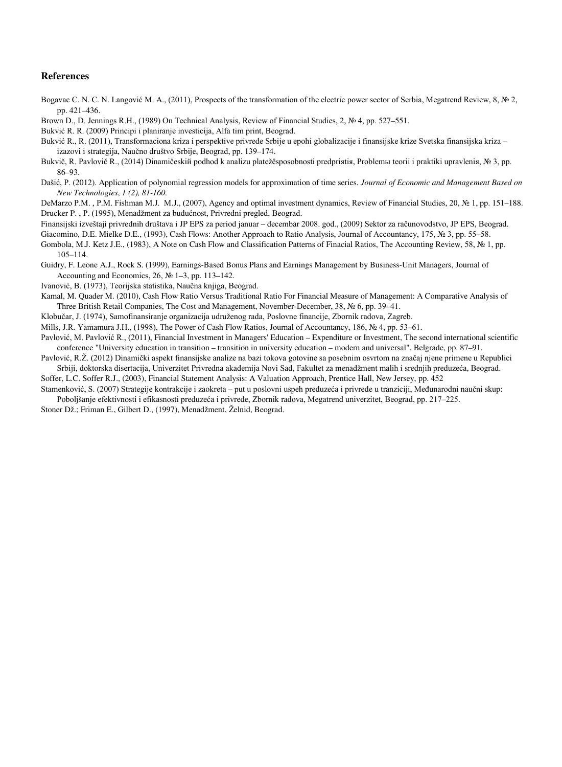## References

Bogavac C. N. C. N. Langović M. A., (2011), Prospects of the transformation of the electric power sector of Serbia, Megatrend Review, 8, № 2, pp. 421–436.

Brown D., D. Jennings R.H., (1989) On Technical Analysis, Review of Financial Studies, 2, № 4, pp. 527–551.

Bukvić R. R. (2009) Principi i planiranje investicija, Alfa tim print, Beograd.

Bukvić R., R. (2011), Transformaciona kriza i perspektive privrede Srbije u epohi globalizacije i finansijske krize Svetska finansijska kriza – izazovi i strategija, Naučno društvo Srbije, Beograd, pp. 139–174.

Bukvič, R. Pavlovič R., (2014) Dinamičeskiй podhod k analizu platežësposobnosti predpriяtiя, Problemы teorii i praktiki upravleniя, № 3, pp. 86–93.

Dašić, P. (2012). Application of polynomial regression models for approximation of time series. *Journal of Economic and Management Based on New Technologies*, *1 (2), 81-160.*

DeMarzo P.M. , P.M. Fishman M.J. M.J., (2007), Agency and optimal investment dynamics, Review of Financial Studies, 20, № 1, pp. 151–188.

Drucker P. , P. (1995), Menadžment za budućnost, Privredni pregled, Beograd.

Finansijski izveštaji privrednih društava i JP EPS za period januar – decembar 2008. god., (2009) Sektor za računovodstvo, JP EPS, Beograd.

Giacomino, D.E. Mielke D.E., (1993), Cash Flows: Another Approach to Ratio Analysis, Journal of Accountancy, 175, № 3, pp. 55–58.

Gombola, M.J. Ketz J.E., (1983), A Note on Cash Flow and Classification Patterns of Finacial Ratios, The Accounting Review, 58, № 1, pp. 105–114.

Guidry, F. Leone A.J., Rock S. (1999), Earnings-Based Bonus Plans and Earnings Management by Business-Unit Managers, Journal of Accounting and Economics, 26, № 1–3, pp. 113–142.

Ivanović, B. (1973), Teorijska statistika, Naučna knjiga, Beograd.

Kamal, M. Quader M. (2010), Cash Flow Ratio Versus Traditional Ratio For Financial Measure of Management: A Comparative Analysis of Three British Retail Companies, The Cost and Management, November-December, 38, № 6, pp. 39–41.

Klobučar, J. (1974), Samofinansiranje organizacija udruženog rada, Poslovne financije, Zbornik radova, Zagreb.

Mills, J.R. Yamamura J.H., (1998), The Power of Cash Flow Ratios, Journal of Accountancy, 186, № 4, pp. 53–61.

Pavlović, M. Pavlović R., (2011), Financial Investment in Managers' Education – Expenditure or Investment, The second international scientific conference "University education in transition – transition in university education – modern and universal", Belgrade, pp. 87–91.

Pavlović, R.Ž. (2012) Dinamički aspekt finansijske analize na bazi tokova gotovine sa posebnim osvrtom na značaj njene primene u Republici Srbiji, doktorska disertacija, Univerzitet Privredna akademija Novi Sad, Fakultet za menadžment malih i srednjih preduzeća, Beograd.

Soffer, L.C. Soffer R.J., (2003), Financial Statement Analysis: A Valuation Approach, Prentice Hall, New Jersey, pp. 452

Stamenković, S. (2007) Strategije kontrakcije i zaokreta – put u poslovni uspeh preduzeća i privrede u tranziciji, Međunarodni naučni skup: Poboljšanje efektivnosti i efikasnosti preduzeća i privrede, Zbornik radova, Megatrend univerzitet, Beograd, pp. 217–225.

Stoner Dž.; Friman E., Gilbert D., (1997), Menadžment, Želnid, Beograd.